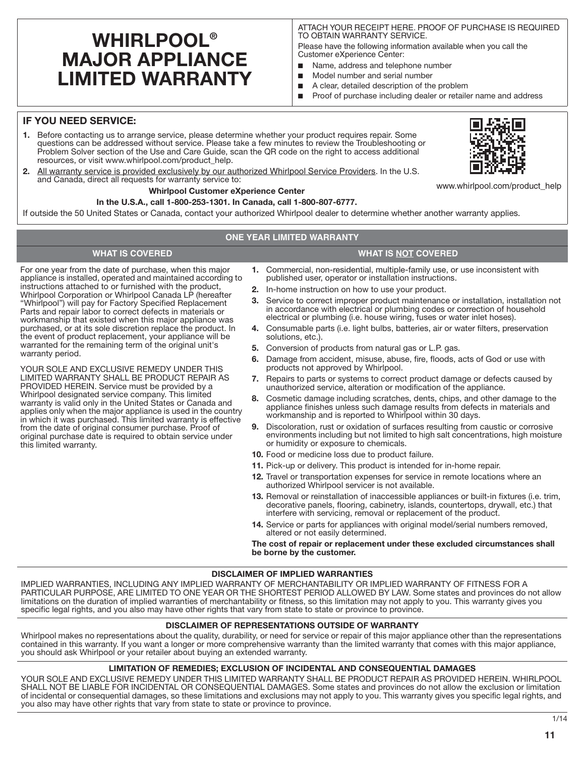# WHIRLPOOL® MAJOR APPLIANCE LIMITED WARRANTY

ATTACH YOUR RECEIPT HERE. PROOF OF PURCHASE IS REQUIRED TO OBTAIN WARRANTY SERVICE.

Please have the following information available when you call the Customer eXperience Center:

- Name, address and telephone number
- Model number and serial number
- A clear, detailed description of the problem
- Proof of purchase including dealer or retailer name and address

## IF YOU NEED SERVICE:

1. Before contacting us to arrange service, please determine whether your product requires repair. Some questions can be addressed without service. Please take a few minutes to review the Troubleshooting or Problem Solver section of the Use and Care Guide, scan the QR code on the right to access additional resources, or visit www.whirlpool.com/product_help.
2. All warranty service is provided exclusively by our authorized Whirlpool Service Providers. In the U.S. and Canada, direct all requests for warranty service to:

**Whirlpool Customer eXperience Center**

**In the U.S.A., call 1-800-253-1301. In Canada, call 1-800-807-6777.**

www.whirlpool.com/product_help

If outside the 50 United States or Canada, contact your authorized Whirlpool dealer to determine whether another warranty applies.

## ONE YEAR LIMITED WARRANTY

### WHAT IS COVERED

For one year from the date of purchase, when this major appliance is installed, operated and maintained according to instructions attached to or furnished with the product, Whirlpool Corporation or Whirlpool Canada LP (hereafter "Whirlpool") will pay for Factory Specified Replacement Parts and repair labor to correct defects in materials or workmanship that existed when this major appliance was purchased, or at its sole discretion replace the product. In the event of product replacement, your appliance will be warranted for the remaining term of the original unit's warranty period.

YOUR SOLE AND EXCLUSIVE REMEDY UNDER THIS LIMITED WARRANTY SHALL BE PRODUCT REPAIR AS PROVIDED HEREIN. Service must be provided by a Whirlpool designated service company. This limited warranty is valid only in the United States or Canada and applies only when the major appliance is used in the country in which it was purchased. This limited warranty is effective from the date of original consumer purchase. Proof of original purchase date is required to obtain service under this limited warranty.

### WHAT IS NOT COVERED

1. Commercial, non-residential, multiple-family use, or use inconsistent with published user, operator or installation instructions.
2. In-home instruction on how to use your product.
3. Service to correct improper product maintenance or installation, installation not in accordance with electrical or plumbing codes or correction of household electrical or plumbing (i.e. house wiring, fuses or water inlet hoses).
4. Consumable parts (i.e. light bulbs, batteries, air or water filters, preservation solutions, etc.).
5. Conversion of products from natural gas or L.P. gas.
6. Damage from accident, misuse, abuse, fire, floods, acts of God or use with products not approved by Whirlpool.
7. Repairs to parts or systems to correct product damage or defects caused by unauthorized service, alteration or modification of the appliance.
8. Cosmetic damage including scratches, dents, chips, and other damage to the appliance finishes unless such damage results from defects in materials and workmanship and is reported to Whirlpool within 30 days.
9. Discoloration, rust or oxidation of surfaces resulting from caustic or corrosive environments including but not limited to high salt concentrations, high moisture or humidity or exposure to chemicals.
10. Food or medicine loss due to product failure.
11. Pick-up or delivery. This product is intended for in-home repair.
12. Travel or transportation expenses for service in remote locations where an authorized Whirlpool servicer is not available.
13. Removal or reinstallation of inaccessible appliances or built-in fixtures (i.e. trim, decorative panels, flooring, cabinetry, islands, countertops, drywall, etc.) that interfere with servicing, removal or replacement of the product.
14. Service or parts for appliances with original model/serial numbers removed, altered or not easily determined.

**The cost of repair or replacement under these excluded circumstances shall be borne by the customer.**

### DISCLAIMER OF IMPLIED WARRANTIES

IMPLIED WARRANTIES, INCLUDING ANY IMPLIED WARRANTY OF MERCHANTABILITY OR IMPLIED WARRANTY OF FITNESS FOR A PARTICULAR PURPOSE, ARE LIMITED TO ONE YEAR OR THE SHORTEST PERIOD ALLOWED BY LAW. Some states and provinces do not allow limitations on the duration of implied warranties of merchantability or fitness, so this limitation may not apply to you. This warranty gives you specific legal rights, and you also may have other rights that vary from state to state or province to province.

### DISCLAIMER OF REPRESENTATIONS OUTSIDE OF WARRANTY

Whirlpool makes no representations about the quality, durability, or need for service or repair of this major appliance other than the representations contained in this warranty. If you want a longer or more comprehensive warranty than the limited warranty that comes with this major appliance, you should ask Whirlpool or your retailer about buying an extended warranty.

### LIMITATION OF REMEDIES; EXCLUSION OF INCIDENTAL AND CONSEQUENTIAL DAMAGES

YOUR SOLE AND EXCLUSIVE REMEDY UNDER THIS LIMITED WARRANTY SHALL BE PRODUCT REPAIR AS PROVIDED HEREIN. WHIRLPOOL SHALL NOT BE LIABLE FOR INCIDENTAL OR CONSEQUENTIAL DAMAGES. Some states and provinces do not allow the exclusion or limitation of incidental or consequential damages, so these limitations and exclusions may not apply to you. This warranty gives you specific legal rights, and you also may have other rights that vary from state to state or province to province.

1/14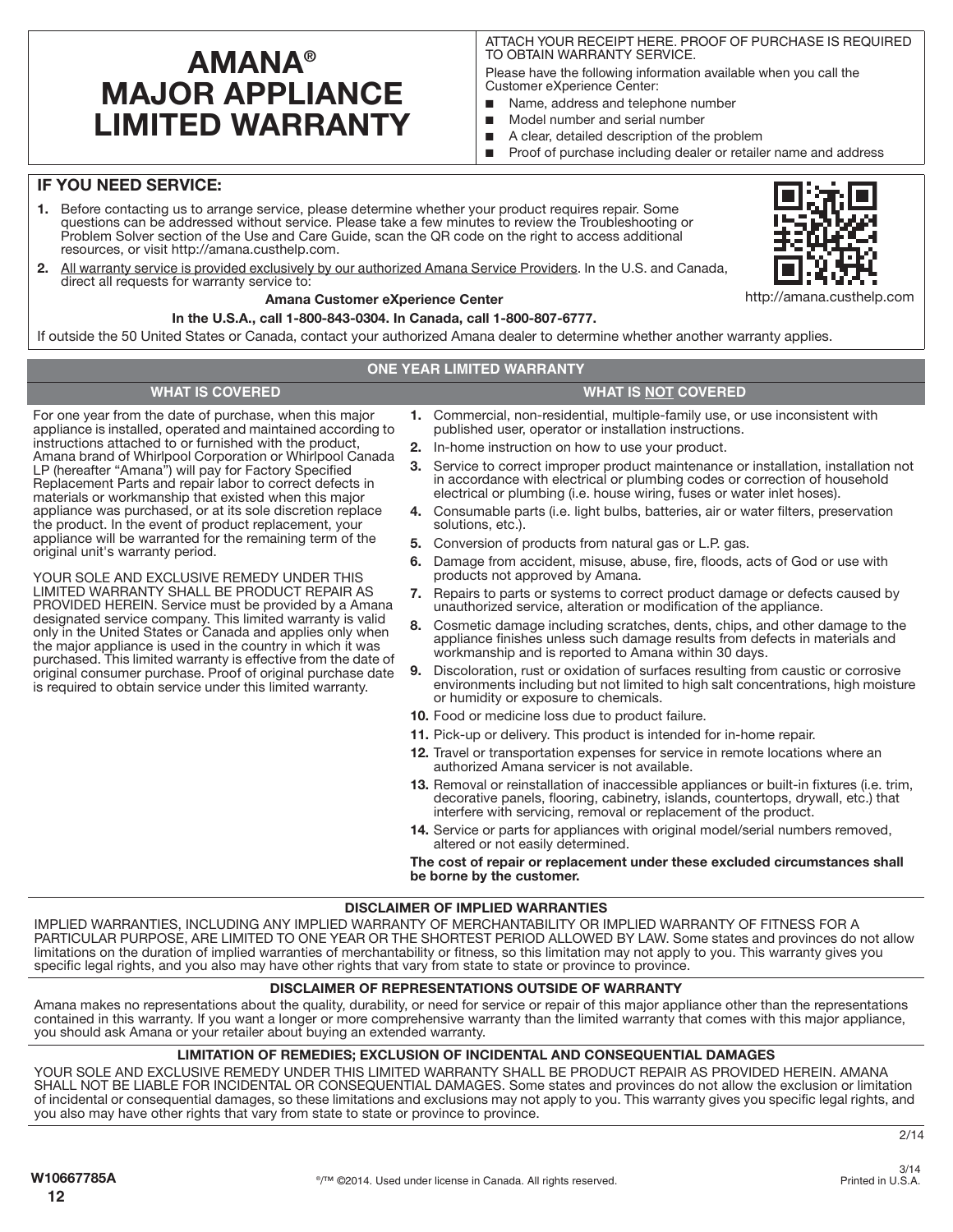# AMANA® MAJOR APPLIANCE LIMITED WARRANTY

ATTACH YOUR RECEIPT HERE. PROOF OF PURCHASE IS REQUIRED TO OBTAIN WARRANTY SERVICE.

Please have the following information available when you call the Customer eXperience Center:

- Name, address and telephone number
- Model number and serial number
- A clear, detailed description of the problem
- Proof of purchase including dealer or retailer name and address

## IF YOU NEED SERVICE:

1. Before contacting us to arrange service, please determine whether your product requires repair. Some questions can be addressed without service. Please take a few minutes to review the Troubleshooting or Problem Solver section of the Use and Care Guide, scan the QR code on the right to access additional resources, or visit http://amana.custhelp.com.
2. All warranty service is provided exclusively by our authorized Amana Service Providers. In the U.S. and Canada, direct all requests for warranty service to:

**Amana Customer eXperience Center**

**In the U.S.A., call 1-800-843-0304. In Canada, call 1-800-807-6777.**

http://amana.custhelp.com

If outside the 50 United States or Canada, contact your authorized Amana dealer to determine whether another warranty applies.

## ONE YEAR LIMITED WARRANTY

### WHAT IS COVERED

For one year from the date of purchase, when this major appliance is installed, operated and maintained according to instructions attached to or furnished with the product, Amana brand of Whirlpool Corporation or Whirlpool Canada LP (hereafter "Amana") will pay for Factory Specified Replacement Parts and repair labor to correct defects in materials or workmanship that existed when this major appliance was purchased, or at its sole discretion replace the product. In the event of product replacement, your appliance will be warranted for the remaining term of the original unit's warranty period.

YOUR SOLE AND EXCLUSIVE REMEDY UNDER THIS LIMITED WARRANTY SHALL BE PRODUCT REPAIR AS PROVIDED HEREIN. Service must be provided by a Amana designated service company. This limited warranty is valid only in the United States or Canada and applies only when the major appliance is used in the country in which it was purchased. This limited warranty is effective from the date of original consumer purchase. Proof of original purchase date is required to obtain service under this limited warranty.

### WHAT IS NOT COVERED

1. Commercial, non-residential, multiple-family use, or use inconsistent with published user, operator or installation instructions.
2. In-home instruction on how to use your product.
3. Service to correct improper product maintenance or installation, installation not in accordance with electrical or plumbing codes or correction of household electrical or plumbing (i.e. house wiring, fuses or water inlet hoses).
4. Consumable parts (i.e. light bulbs, batteries, air or water filters, preservation solutions, etc.).
5. Conversion of products from natural gas or L.P. gas.
6. Damage from accident, misuse, abuse, fire, floods, acts of God or use with products not approved by Amana.
7. Repairs to parts or systems to correct product damage or defects caused by unauthorized service, alteration or modification of the appliance.
8. Cosmetic damage including scratches, dents, chips, and other damage to the appliance finishes unless such damage results from defects in materials and workmanship and is reported to Amana within 30 days.
9. Discoloration, rust or oxidation of surfaces resulting from caustic or corrosive environments including but not limited to high salt concentrations, high moisture or humidity or exposure to chemicals.
10. Food or medicine loss due to product failure.
11. Pick-up or delivery. This product is intended for in-home repair.
12. Travel or transportation expenses for service in remote locations where an authorized Amana servicer is not available.
13. Removal or reinstallation of inaccessible appliances or built-in fixtures (i.e. trim, decorative panels, flooring, cabinetry, islands, countertops, drywall, etc.) that interfere with servicing, removal or replacement of the product.
14. Service or parts for appliances with original model/serial numbers removed, altered or not easily determined.

**The cost of repair or replacement under these excluded circumstances shall be borne by the customer.**

### DISCLAIMER OF IMPLIED WARRANTIES

IMPLIED WARRANTIES, INCLUDING ANY IMPLIED WARRANTY OF MERCHANTABILITY OR IMPLIED WARRANTY OF FITNESS FOR A PARTICULAR PURPOSE, ARE LIMITED TO ONE YEAR OR THE SHORTEST PERIOD ALLOWED BY LAW. Some states and provinces do not allow limitations on the duration of implied warranties of merchantability or fitness, so this limitation may not apply to you. This warranty gives you specific legal rights, and you also may have other rights that vary from state to state or province to province.

### DISCLAIMER OF REPRESENTATIONS OUTSIDE OF WARRANTY

Amana makes no representations about the quality, durability, or need for service or repair of this major appliance other than the representations contained in this warranty. If you want a longer or more comprehensive warranty than the limited warranty that comes with this major appliance, you should ask Amana or your retailer about buying an extended warranty.

### LIMITATION OF REMEDIES; EXCLUSION OF INCIDENTAL AND CONSEQUENTIAL DAMAGES

YOUR SOLE AND EXCLUSIVE REMEDY UNDER THIS LIMITED WARRANTY SHALL BE PRODUCT REPAIR AS PROVIDED HEREIN. AMANA SHALL NOT BE LIABLE FOR INCIDENTAL OR CONSEQUENTIAL DAMAGES. Some states and provinces do not allow the exclusion or limitation of incidental or consequential damages, so these limitations and exclusions may not apply to you. This warranty gives you specific legal rights, and you also may have other rights that vary from state to state or province to province.

2/14

W10667785A

®/™ ©2014. Used under license in Canada. All rights reserved.

3/14
Printed in U.S.A.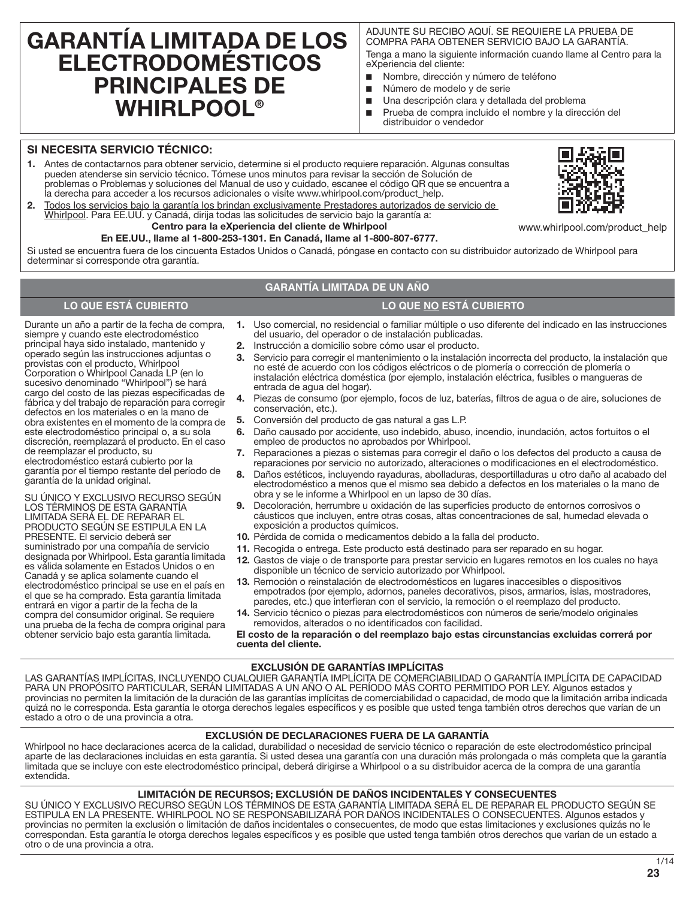# GARANTÍA LIMITADA DE LOS ELECTRODOMÉSTICOS PRINCIPALES DE WHIRLPOOL®

ADJUNTE SU RECIBO AQUÍ. SE REQUIERE LA PRUEBA DE COMPRA PARA OBTENER SERVICIO BAJO LA GARANTÍA.

Tenga a mano la siguiente información cuando llame al Centro para la eXperiencia del cliente:

- Nombre, dirección y número de teléfono
- Número de modelo y de serie
- Una descripción clara y detallada del problema
- Prueba de compra incluido el nombre y la dirección del distribuidor o vendedor

## SI NECESITA SERVICIO TÉCNICO:

1. Antes de contactarnos para obtener servicio, determine si el producto requiere reparación. Algunas consultas pueden atenderse sin servicio técnico. Tómese unos minutos para revisar la sección de Solución de problemas o Problemas y soluciones del Manual de uso y cuidado, escanee el código QR que se encuentra a la derecha para acceder a los recursos adicionales o visite www.whirlpool.com/product_help.
2. Todos los servicios bajo la garantía los brindan exclusivamente Prestadores autorizados de servicio de Whirlpool. Para EE.UU. y Canadá, dirija todas las solicitudes de servicio bajo la garantía a:

**Centro para la eXperiencia del cliente de Whirlpool**

**En EE.UU., llame al 1-800-253-1301. En Canadá, llame al 1-800-807-6777.**

www.whirlpool.com/product_help

Si usted se encuentra fuera de los cincuenta Estados Unidos o Canadá, póngase en contacto con su distribuidor autorizado de Whirlpool para determinar si corresponde otra garantía.

## GARANTÍA LIMITADA DE UN AÑO

### LO QUE ESTÁ CUBIERTO

Durante un año a partir de la fecha de compra, siempre y cuando este electrodoméstico principal haya sido instalado, mantenido y operado según las instrucciones adjuntas o provistas con el producto, Whirlpool Corporation o Whirlpool Canada LP (en lo sucesivo denominado "Whirlpool") se hará cargo del costo de las piezas especificadas de fábrica y del trabajo de reparación para corregir defectos en los materiales o en la mano de obra existentes en el momento de la compra de este electrodoméstico principal o, a su sola discreción, reemplazará el producto. En el caso de reemplazar el producto, su electrodoméstico estará cubierto por la garantía por el tiempo restante del período de garantía de la unidad original.

SU ÚNICO Y EXCLUSIVO RECURSO SEGÚN LOS TÉRMINOS DE ESTA GARANTÍA LIMITADA SERÁ EL DE REPARAR EL PRODUCTO SEGÚN SE ESTIPULA EN LA PRESENTE. El servicio deberá ser suministrado por una compañía de servicio designada por Whirlpool. Esta garantía limitada es válida solamente en Estados Unidos o en Canadá y se aplica solamente cuando el electrodoméstico principal se use en el país en el que se ha comprado. Esta garantía limitada entrará en vigor a partir de la fecha de la compra del consumidor original. Se requiere una prueba de la fecha de compra original para obtener servicio bajo esta garantía limitada.

### LO QUE NO ESTÁ CUBIERTO

1. Uso comercial, no residencial o familiar múltiple o uso diferente del indicado en las instrucciones del usuario, del operador o de instalación publicadas.
2. Instrucción a domicilio sobre cómo usar el producto.
3. Servicio para corregir el mantenimiento o la instalación incorrecta del producto, la instalación que no esté de acuerdo con los códigos eléctricos o de plomería o corrección de plomería o instalación eléctrica doméstica (por ejemplo, instalación eléctrica, fusibles o mangueras de entrada de agua del hogar).
4. Piezas de consumo (por ejemplo, focos de luz, baterías, filtros de agua o de aire, soluciones de conservación, etc.).
5. Conversión del producto de gas natural a gas L.P.
6. Daño causado por accidente, uso indebido, abuso, incendio, inundación, actos fortuitos o el empleo de productos no aprobados por Whirlpool.
7. Reparaciones a piezas o sistemas para corregir el daño o los defectos del producto a causa de reparaciones por servicio no autorizado, alteraciones o modificaciones en el electrodoméstico.
8. Daños estéticos, incluyendo rayaduras, abolladuras, desportilladuras u otro daño al acabado del electrodoméstico a menos que el mismo sea debido a defectos en los materiales o la mano de obra y se le informe a Whirlpool en un lapso de 30 días.
9. Decoloración, herrumbre u oxidación de las superficies producto de entornos corrosivos o cáusticos que incluyen, entre otras cosas, altas concentraciones de sal, humedad elevada o exposición a productos químicos.
10. Pérdida de comida o medicamentos debido a la falla del producto.
11. Recogida o entrega. Este producto está destinado para ser reparado en su hogar.
12. Gastos de viaje o de transporte para prestar servicio en lugares remotos en los cuales no haya disponible un técnico de servicio autorizado por Whirlpool.
13. Remoción o reinstalación de electrodomésticos en lugares inaccesibles o dispositivos empotrados (por ejemplo, adornos, paneles decorativos, pisos, armarios, islas, mostradores, paredes, etc.) que interfieran con el servicio, la remoción o el reemplazo del producto.
14. Servicio técnico o piezas para electrodomésticos con números de serie/modelo originales removidos, alterados o no identificados con facilidad.

**El costo de la reparación o del reemplazo bajo estas circunstancias excluidas correrá por cuenta del cliente.**

### EXCLUSIÓN DE GARANTÍAS IMPLÍCITAS

LAS GARANTÍAS IMPLÍCITAS, INCLUYENDO CUALQUIER GARANTÍA IMPLÍCITA DE COMERCIABILIDAD O GARANTÍA IMPLÍCITA DE CAPACIDAD PARA UN PROPÓSITO PARTICULAR, SERÁN LIMITADAS A UN AÑO O AL PERÍODO MÁS CORTO PERMITIDO POR LEY. Algunos estados y provincias no permiten la limitación de la duración de las garantías implícitas de comerciabilidad o capacidad, de modo que la limitación arriba indicada quizá no le corresponda. Esta garantía le otorga derechos legales específicos y es posible que usted tenga también otros derechos que varían de un estado a otro o de una provincia a otra.

### EXCLUSIÓN DE DECLARACIONES FUERA DE LA GARANTÍA

Whirlpool no hace declaraciones acerca de la calidad, durabilidad o necesidad de servicio técnico o reparación de este electrodoméstico principal aparte de las declaraciones incluidas en esta garantía. Si usted desea una garantía con una duración más prolongada o más completa que la garantía limitada que se incluye con este electrodoméstico principal, deberá dirigirse a Whirlpool o a su distribuidor acerca de la compra de una garantía extendida.

### LIMITACIÓN DE RECURSOS; EXCLUSIÓN DE DAÑOS INCIDENTALES Y CONSECUENTES

SU ÚNICO Y EXCLUSIVO RECURSO SEGÚN LOS TÉRMINOS DE ESTA GARANTÍA LIMITADA SERÁ EL DE REPARAR EL PRODUCTO SEGÚN SE ESTIPULA EN LA PRESENTE. WHIRLPOOL NO SE RESPONSABILIZARÁ POR DAÑOS INCIDENTALES O CONSECUENTES. Algunos estados y provincias no permiten la exclusión o limitación de daños incidentales o consecuentes, de modo que estas limitaciones y exclusiones quizás no le correspondan. Esta garantía le otorga derechos legales específicos y es posible que usted tenga también otros derechos que varían de un estado a otro o de una provincia a otra.

1/14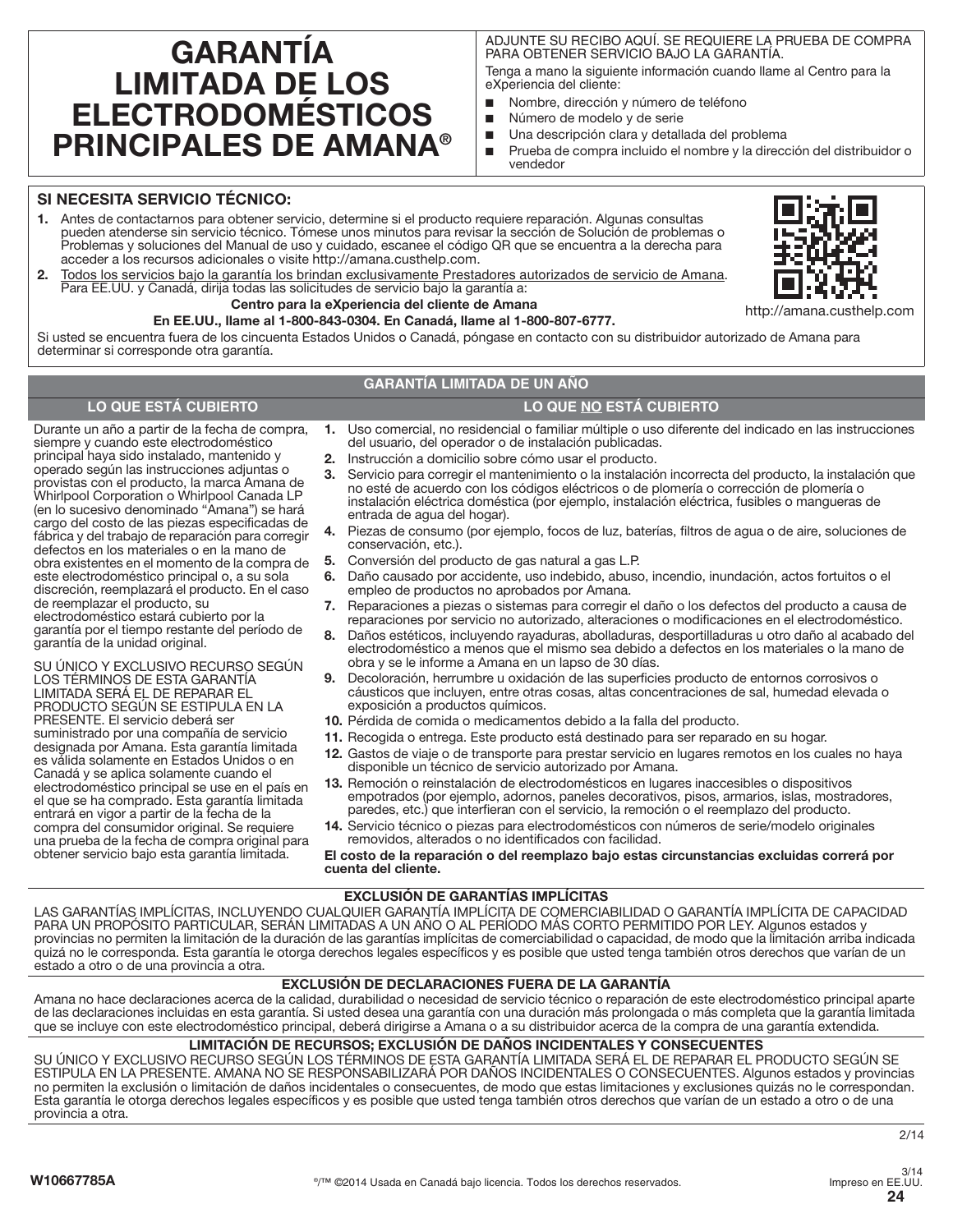# GARANTÍA LIMITADA DE LOS ELECTRODOMÉSTICOS PRINCIPALES DE AMANA®

ADJUNTE SU RECIBO AQUÍ. SE REQUIERE LA PRUEBA DE COMPRA PARA OBTENER SERVICIO BAJO LA GARANTÍA.

Tenga a mano la siguiente información cuando llame al Centro para la eXperiencia del cliente:

- Nombre, dirección y número de teléfono
- Número de modelo y de serie
- Una descripción clara y detallada del problema
- Prueba de compra incluido el nombre y la dirección del distribuidor o vendedor

## SI NECESITA SERVICIO TÉCNICO:

1. Antes de contactarnos para obtener servicio, determine si el producto requiere reparación. Algunas consultas pueden atenderse sin servicio técnico. Tómese unos minutos para revisar la sección de Solución de problemas o Problemas y soluciones del Manual de uso y cuidado, escanee el código QR que se encuentra a la derecha para acceder a los recursos adicionales o visite http://amana.custhelp.com.
2. Todos los servicios bajo la garantía los brindan exclusivamente Prestadores autorizados de servicio de Amana. Para EE.UU. y Canadá, dirija todas las solicitudes de servicio bajo la garantía a:

**Centro para la eXperiencia del cliente de Amana**

**En EE.UU., llame al 1-800-843-0304. En Canadá, llame al 1-800-807-6777.**

http://amana.custhelp.com

Si usted se encuentra fuera de los cincuenta Estados Unidos o Canadá, póngase en contacto con su distribuidor autorizado de Amana para determinar si corresponde otra garantía.

## GARANTÍA LIMITADA DE UN AÑO

### LO QUE ESTÁ CUBIERTO

Durante un año a partir de la fecha de compra, siempre y cuando este electrodoméstico principal haya sido instalado, mantenido y operado según las instrucciones adjuntas o provistas con el producto, la marca Amana de Whirlpool Corporation o Whirlpool Canada LP (en lo sucesivo denominado "Amana") se hará cargo del costo de las piezas especificadas de fábrica y del trabajo de reparación para corregir defectos en los materiales o en la mano de obra existentes en el momento de la compra de este electrodoméstico principal o, a su sola discreción, reemplazará el producto. En el caso de reemplazar el producto, su electrodoméstico estará cubierto por la garantía por el tiempo restante del período de garantía de la unidad original.

SU ÚNICO Y EXCLUSIVO RECURSO SEGÚN LOS TÉRMINOS DE ESTA GARANTÍA LIMITADA SERÁ EL DE REPARAR EL PRODUCTO SEGÚN SE ESTIPULA EN LA PRESENTE. El servicio deberá ser suministrado por una compañía de servicio designada por Amana. Esta garantía limitada es válida solamente en Estados Unidos o en Canadá y se aplica solamente cuando el electrodoméstico principal se use en el país en el que se ha comprado. Esta garantía limitada entrará en vigor a partir de la fecha de la compra del consumidor original. Se requiere una prueba de la fecha de compra original para obtener servicio bajo esta garantía limitada.

### LO QUE NO ESTÁ CUBIERTO

1. Uso comercial, no residencial o familiar múltiple o uso diferente del indicado en las instrucciones del usuario, del operador o de instalación publicadas.
2. Instrucción a domicilio sobre cómo usar el producto.
3. Servicio para corregir el mantenimiento o la instalación incorrecta del producto, la instalación que no esté de acuerdo con los códigos eléctricos o de plomería o corrección de plomería o instalación eléctrica doméstica (por ejemplo, instalación eléctrica, fusibles o mangueras de entrada de agua del hogar).
4. Piezas de consumo (por ejemplo, focos de luz, baterías, filtros de agua o de aire, soluciones de conservación, etc.).
5. Conversión del producto de gas natural a gas L.P.
6. Daño causado por accidente, uso indebido, abuso, incendio, inundación, actos fortuitos o el empleo de productos no aprobados por Amana.
7. Reparaciones a piezas o sistemas para corregir el daño o los defectos del producto a causa de reparaciones por servicio no autorizado, alteraciones o modificaciones en el electrodoméstico.
8. Daños estéticos, incluyendo rayaduras, abolladuras, desportilladuras u otro daño al acabado del electrodoméstico a menos que el mismo sea debido a defectos en los materiales o la mano de obra y se le informe a Amana en un lapso de 30 días.
9. Decoloración, herrumbre u oxidación de las superficies producto de entornos corrosivos o cáusticos que incluyen, entre otras cosas, altas concentraciones de sal, humedad elevada o exposición a productos químicos.
10. Pérdida de comida o medicamentos debido a la falla del producto.
11. Recogida o entrega. Este producto está destinado para ser reparado en su hogar.
12. Gastos de viaje o de transporte para prestar servicio en lugares remotos en los cuales no haya disponible un técnico de servicio autorizado por Amana.
13. Remoción o reinstalación de electrodomésticos en lugares inaccesibles o dispositivos empotrados (por ejemplo, adornos, paneles decorativos, pisos, armarios, islas, mostradores, paredes, etc.) que interfieran con el servicio, la remoción o el reemplazo del producto.
14. Servicio técnico o piezas para electrodomésticos con números de serie/modelo originales removidos, alterados o no identificados con facilidad.

**El costo de la reparación o del reemplazo bajo estas circunstancias excluidas correrá por cuenta del cliente.**

### EXCLUSIÓN DE GARANTÍAS IMPLÍCITAS

LAS GARANTÍAS IMPLÍCITAS, INCLUYENDO CUALQUIER GARANTÍA IMPLÍCITA DE COMERCIABILIDAD O GARANTÍA IMPLÍCITA DE CAPACIDAD PARA UN PROPÓSITO PARTICULAR, SERÁN LIMITADAS A UN AÑO O AL PERÍODO MÁS CORTO PERMITIDO POR LEY. Algunos estados y provincias no permiten la limitación de la duración de las garantías implícitas de comerciabilidad o capacidad, de modo que la limitación arriba indicada quizá no le corresponda. Esta garantía le otorga derechos legales específicos y es posible que usted tenga también otros derechos que varían de un estado a otro o de una provincia a otra.

### EXCLUSIÓN DE DECLARACIONES FUERA DE LA GARANTÍA

Amana no hace declaraciones acerca de la calidad, durabilidad o necesidad de servicio técnico o reparación de este electrodoméstico principal aparte de las declaraciones incluidas en esta garantía. Si usted desea una garantía con una duración más prolongada o más completa que la garantía limitada que se incluye con este electrodoméstico principal, deberá dirigirse a Amana o a su distribuidor acerca de la compra de una garantía extendida.

### LIMITACIÓN DE RECURSOS; EXCLUSIÓN DE DAÑOS INCIDENTALES Y CONSECUENTES

SU ÚNICO Y EXCLUSIVO RECURSO SEGÚN LOS TÉRMINOS DE ESTA GARANTÍA LIMITADA SERÁ EL DE REPARAR EL PRODUCTO SEGÚN SE ESTIPULA EN LA PRESENTE. AMANA NO SE RESPONSABILIZARÁ POR DAÑOS INCIDENTALES O CONSECUENTES. Algunos estados y provincias no permiten la exclusión o limitación de daños incidentales o consecuentes, de modo que estas limitaciones y exclusiones quizás no le correspondan. Esta garantía le otorga derechos legales específicos y es posible que usted tenga también otros derechos que varían de un estado a otro o de una provincia a otra.

2/14

W10667785A

®/™ ©2014 Usada en Canadá bajo licencia. Todos los derechos reservados.

3/14
Impreso en EE.UU.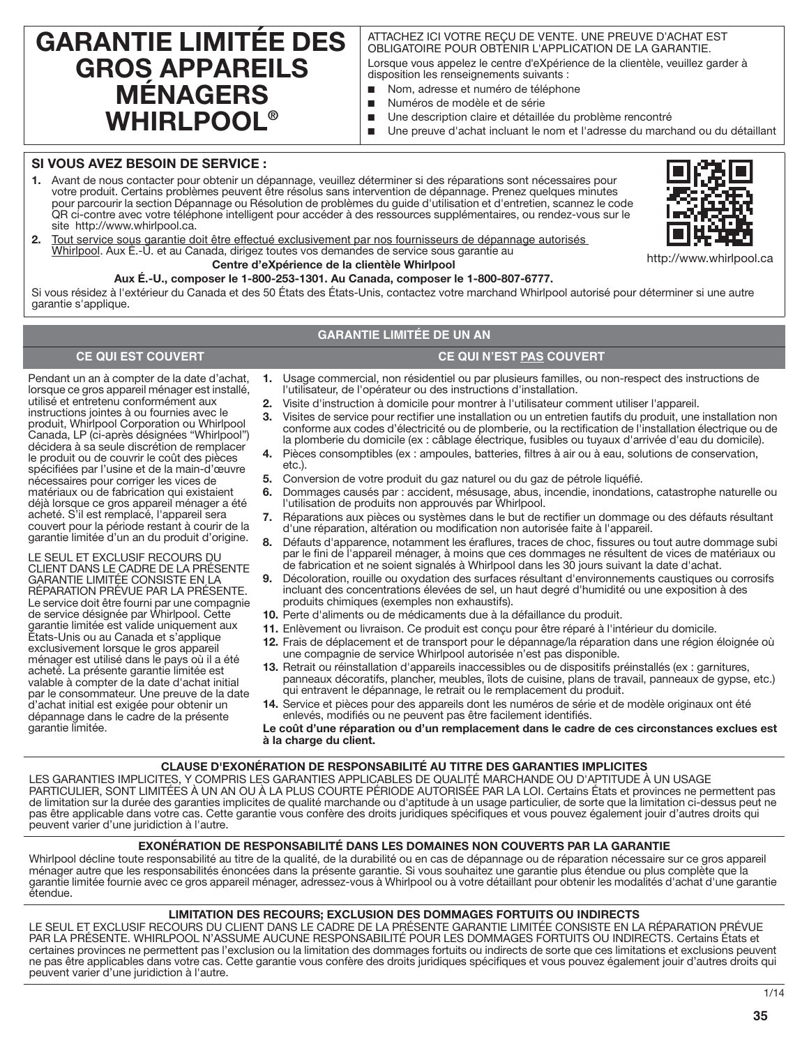# GARANTIE LIMITÉE DES GROS APPAREILS MÉNAGERS WHIRLPOOL®

ATTACHEZ ICI VOTRE REÇU DE VENTE. UNE PREUVE D'ACHAT EST OBLIGATOIRE POUR OBTENIR L'APPLICATION DE LA GARANTIE.

Lorsque vous appelez le centre d'eXpérience de la clientèle, veuillez garder à disposition les renseignements suivants :

- Nom, adresse et numéro de téléphone
- Numéros de modèle et de série
- Une description claire et détaillée du problème rencontré
- Une preuve d'achat incluant le nom et l'adresse du marchand ou du détaillant

## SI VOUS AVEZ BESOIN DE SERVICE :

1. Avant de nous contacter pour obtenir un dépannage, veuillez déterminer si des réparations sont nécessaires pour votre produit. Certains problèmes peuvent être résolus sans intervention de dépannage. Prenez quelques minutes pour parcourir la section Dépannage ou Résolution de problèmes du guide d'utilisation et d'entretien, scannez le code QR ci-contre avec votre téléphone intelligent pour accéder à des ressources supplémentaires, ou rendez-vous sur le site http://www.whirlpool.ca.
2. Tout service sous garantie doit être effectué exclusivement par nos fournisseurs de dépannage autorisés Whirlpool. Aux É.-U. et au Canada, dirigez toutes vos demandes de service sous garantie au

**Centre d'eXpérience de la clientèle Whirlpool**

**Aux É.-U., composer le 1-800-253-1301. Au Canada, composer le 1-800-807-6777.**

http://www.whirlpool.ca

Si vous résidez à l'extérieur du Canada et des 50 États des États-Unis, contactez votre marchand Whirlpool autorisé pour déterminer si une autre garantie s'applique.

## GARANTIE LIMITÉE DE UN AN

### CE QUI EST COUVERT

Pendant un an à compter de la date d'achat, lorsque ce gros appareil ménager est installé, utilisé et entretenu conformément aux instructions jointes à ou fournies avec le produit, Whirlpool Corporation ou Whirlpool Canada, LP (ci-après désignées "Whirlpool") décidera à sa seule discrétion de remplacer le produit ou de couvrir le coût des pièces spécifiées par l'usine et de la main-d'œuvre nécessaires pour corriger les vices de matériaux ou de fabrication qui existaient déjà lorsque ce gros appareil ménager a été acheté. S'il est remplacé, l'appareil sera couvert pour la période restant à courir de la garantie limitée d'un an du produit d'origine.

LE SEUL ET EXCLUSIF RECOURS DU CLIENT DANS LE CADRE DE LA PRÉSENTE GARANTIE LIMITÉE CONSISTE EN LA RÉPARATION PRÉVUE PAR LA PRÉSENTE. Le service doit être fourni par une compagnie de service désignée par Whirlpool. Cette garantie limitée est valide uniquement aux États-Unis ou au Canada et s'applique exclusivement lorsque le gros appareil ménager est utilisé dans le pays où il a été acheté. La présente garantie limitée est valable à compter de la date d'achat initial par le consommateur. Une preuve de la date d'achat initial est exigée pour obtenir un dépannage dans le cadre de la présente garantie limitée.

### CE QUI N'EST PAS COUVERT

1. Usage commercial, non résidentiel ou par plusieurs familles, ou non-respect des instructions de l'utilisateur, de l'opérateur ou des instructions d'installation.
2. Visite d'instruction à domicile pour montrer à l'utilisateur comment utiliser l'appareil.
3. Visites de service pour rectifier une installation ou un entretien fautifs du produit, une installation non conforme aux codes d'électricité ou de plomberie, ou la rectification de l'installation électrique ou de la plomberie du domicile (ex : câblage électrique, fusibles ou tuyaux d'arrivée d'eau du domicile).
4. Pièces consomptibles (ex : ampoules, batteries, filtres à air ou à eau, solutions de conservation, etc.).
5. Conversion de votre produit du gaz naturel ou du gaz de pétrole liquéfié.
6. Dommages causés par : accident, mésusage, abus, incendie, inondations, catastrophe naturelle ou l'utilisation de produits non approuvés par Whirlpool.
7. Réparations aux pièces ou systèmes dans le but de rectifier un dommage ou des défauts résultant d'une réparation, altération ou modification non autorisée faite à l'appareil.
8. Défauts d'apparence, notamment les éraflures, traces de choc, fissures ou tout autre dommage subi par le fini de l'appareil ménager, à moins que ces dommages ne résultent de vices de matériaux ou de fabrication et ne soient signalés à Whirlpool dans les 30 jours suivant la date d'achat.
9. Décoloration, rouille ou oxydation des surfaces résultant d'environnements caustiques ou corrosifs incluant des concentrations élevées de sel, un haut degré d'humidité ou une exposition à des produits chimiques (exemples non exhaustifs).
10. Perte d'aliments ou de médicaments due à la défaillance du produit.
11. Enlèvement ou livraison. Ce produit est conçu pour être réparé à l'intérieur du domicile.
12. Frais de déplacement et de transport pour le dépannage/la réparation dans une région éloignée où une compagnie de service Whirlpool autorisée n'est pas disponible.
13. Retrait ou réinstallation d'appareils inaccessibles ou de dispositifs préinstallés (ex : garnitures, panneaux décoratifs, plancher, meubles, îlots de cuisine, plans de travail, panneaux de gypse, etc.) qui entravent le dépannage, le retrait ou le remplacement du produit.
14. Service et pièces pour des appareils dont les numéros de série et de modèle originaux ont été enlevés, modifiés ou ne peuvent pas être facilement identifiés.

**Le coût d'une réparation ou d'un remplacement dans le cadre de ces circonstances exclues est à la charge du client.**

### CLAUSE D'EXONÉRATION DE RESPONSABILITÉ AU TITRE DES GARANTIES IMPLICITES

LES GARANTIES IMPLICITES, Y COMPRIS LES GARANTIES APPLICABLES DE QUALITÉ MARCHANDE OU D'APTITUDE À UN USAGE PARTICULIER, SONT LIMITÉES À UN AN OU À LA PLUS COURTE PÉRIODE AUTORISÉE PAR LA LOI. Certains États et provinces ne permettent pas de limitation sur la durée des garanties implicites de qualité marchande ou d'aptitude à un usage particulier, de sorte que la limitation ci-dessus peut ne pas être applicable dans votre cas. Cette garantie vous confère des droits juridiques spécifiques et vous pouvez également jouir d'autres droits qui peuvent varier d'une juridiction à l'autre.

### EXONÉRATION DE RESPONSABILITÉ DANS LES DOMAINES NON COUVERTS PAR LA GARANTIE

Whirlpool décline toute responsabilité au titre de la qualité, de la durabilité ou en cas de dépannage ou de réparation nécessaire sur ce gros appareil ménager autre que les responsabilités énoncées dans la présente garantie. Si vous souhaitez une garantie plus étendue ou plus complète que la garantie limitée fournie avec ce gros appareil ménager, adressez-vous à Whirlpool ou à votre détaillant pour obtenir les modalités d'achat d'une garantie étendue.

### LIMITATION DES RECOURS; EXCLUSION DES DOMMAGES FORTUITS OU INDIRECTS

LE SEUL ET EXCLUSIF RECOURS DU CLIENT DANS LE CADRE DE LA PRÉSENTE GARANTIE LIMITÉE CONSISTE EN LA RÉPARATION PRÉVUE PAR LA PRÉSENTE. WHIRLPOOL N'ASSUME AUCUNE RESPONSABILITÉ POUR LES DOMMAGES FORTUITS OU INDIRECTS. Certains États et certaines provinces ne permettent pas l'exclusion ou la limitation des dommages fortuits ou indirects de sorte que ces limitations et exclusions peuvent ne pas être applicables dans votre cas. Cette garantie vous confère des droits juridiques spécifiques et vous pouvez également jouir d'autres droits qui peuvent varier d'une juridiction à l'autre.

1/14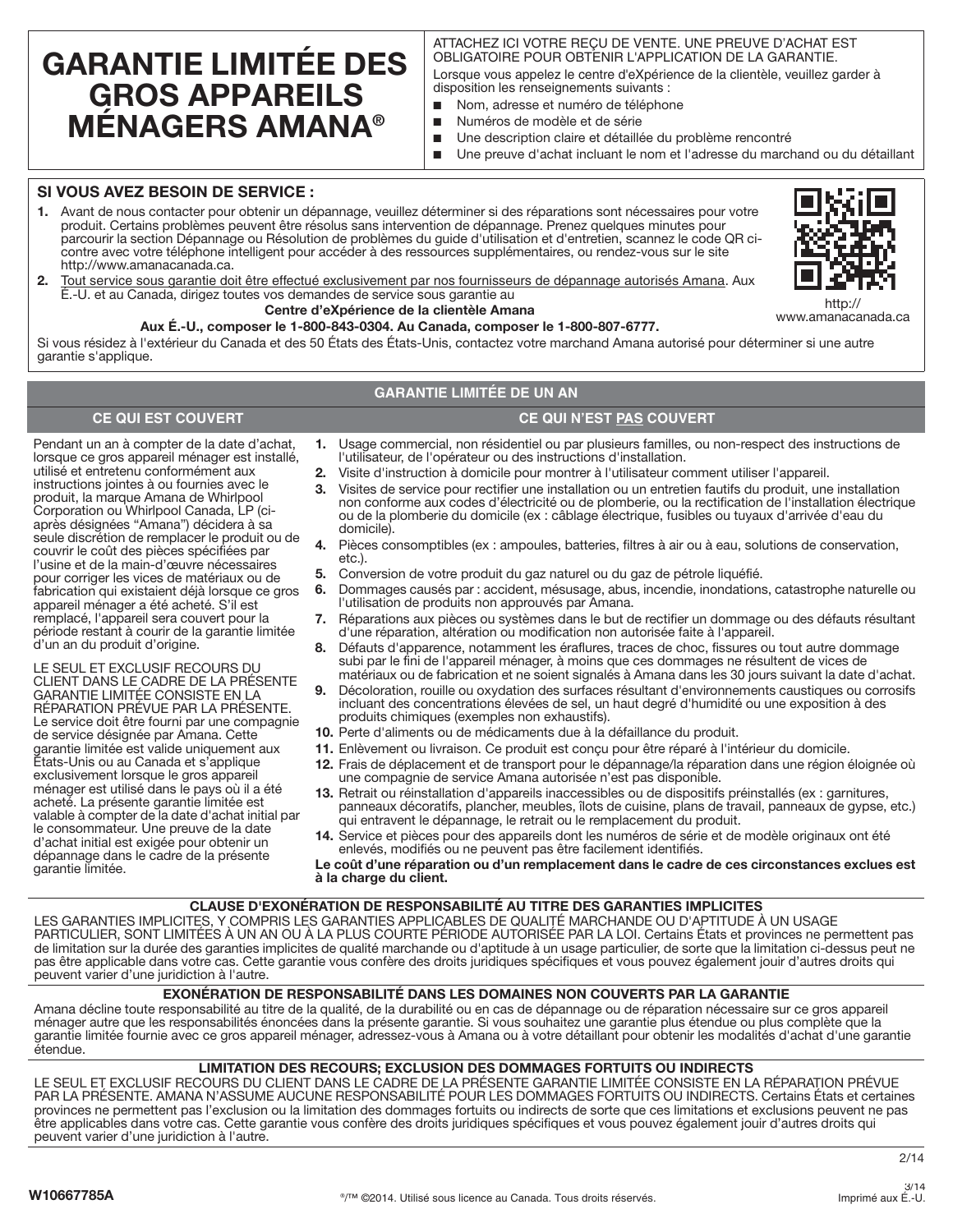# GARANTIE LIMITÉE DES GROS APPAREILS MÉNAGERS AMANA®

ATTACHEZ ICI VOTRE REÇU DE VENTE. UNE PREUVE D'ACHAT EST OBLIGATOIRE POUR OBTENIR L'APPLICATION DE LA GARANTIE.

Lorsque vous appelez le centre d'eXpérience de la clientèle, veuillez garder à disposition les renseignements suivants :

- Nom, adresse et numéro de téléphone
- Numéros de modèle et de série
- Une description claire et détaillée du problème rencontré
- Une preuve d'achat incluant le nom et l'adresse du marchand ou du détaillant

## SI VOUS AVEZ BESOIN DE SERVICE :

1. Avant de nous contacter pour obtenir un dépannage, veuillez déterminer si des réparations sont nécessaires pour votre produit. Certains problèmes peuvent être résolus sans intervention de dépannage. Prenez quelques minutes pour parcourir la section Dépannage ou Résolution de problèmes du guide d'utilisation et d'entretien, scannez le code QR ci-contre avec votre téléphone intelligent pour accéder à des ressources supplémentaires, ou rendez-vous sur le site http://www.amanacanada.ca.
2. Tout service sous garantie doit être effectué exclusivement par nos fournisseurs de dépannage autorisés Amana. Aux É.-U. et au Canada, dirigez toutes vos demandes de service sous garantie au

**Centre d'eXpérience de la clientèle Amana**

**Aux É.-U., composer le 1-800-843-0304. Au Canada, composer le 1-800-807-6777.**

http://www.amanacanada.ca

Si vous résidez à l'extérieur du Canada et des 50 États des États-Unis, contactez votre marchand Amana autorisé pour déterminer si une autre garantie s'applique.

## GARANTIE LIMITÉE DE UN AN

### CE QUI EST COUVERT

Pendant un an à compter de la date d'achat, lorsque ce gros appareil ménager est installé, utilisé et entretenu conformément aux instructions jointes à ou fournies avec le produit, la marque Amana de Whirlpool Corporation ou Whirlpool Canada, LP (ci-après désignées "Amana") décidera à sa seule discrétion de remplacer le produit ou de couvrir le coût des pièces spécifiées par l'usine et de la main-d'œuvre nécessaires pour corriger les vices de matériaux ou de fabrication qui existaient déjà lorsque ce gros appareil ménager a été acheté. S'il est remplacé, l'appareil sera couvert pour la période restant à courir de la garantie limitée d'un an du produit d'origine.

LE SEUL ET EXCLUSIF RECOURS DU CLIENT DANS LE CADRE DE LA PRÉSENTE GARANTIE LIMITÉE CONSISTE EN LA RÉPARATION PRÉVUE PAR LA PRÉSENTE. Le service doit être fourni par une compagnie de service désignée par Amana. Cette garantie limitée est valide uniquement aux États-Unis ou au Canada et s'applique exclusivement lorsque le gros appareil ménager est utilisé dans le pays où il a été acheté. La présente garantie limitée est valable à compter de la date d'achat initial par le consommateur. Une preuve de la date d'achat initial est exigée pour obtenir un dépannage dans le cadre de la présente garantie limitée.

### CE QUI N'EST PAS COUVERT

1. Usage commercial, non résidentiel ou par plusieurs familles, ou non-respect des instructions de l'utilisateur, de l'opérateur ou des instructions d'installation.
2. Visite d'instruction à domicile pour montrer à l'utilisateur comment utiliser l'appareil.
3. Visites de service pour rectifier une installation ou un entretien fautifs du produit, une installation non conforme aux codes d'électricité ou de plomberie, ou la rectification de l'installation électrique ou de la plomberie du domicile (ex : câblage électrique, fusibles ou tuyaux d'arrivée d'eau du domicile).
4. Pièces consomptibles (ex : ampoules, batteries, filtres à air ou à eau, solutions de conservation, etc.).
5. Conversion de votre produit du gaz naturel ou du gaz de pétrole liquéfié.
6. Dommages causés par : accident, mésusage, abus, incendie, inondations, catastrophe naturelle ou l'utilisation de produits non approuvés par Amana.
7. Réparations aux pièces ou systèmes dans le but de rectifier un dommage ou des défauts résultant d'une réparation, altération ou modification non autorisée faite à l'appareil.
8. Défauts d'apparence, notamment les éraflures, traces de choc, fissures ou tout autre dommage subi par le fini de l'appareil ménager, à moins que ces dommages ne résultent de vices de matériaux ou de fabrication et ne soient signalés à Amana dans les 30 jours suivant la date d'achat.
9. Décoloration, rouille ou oxydation des surfaces résultant d'environnements caustiques ou corrosifs incluant des concentrations élevées de sel, un haut degré d'humidité ou une exposition à des produits chimiques (exemples non exhaustifs).
10. Perte d'aliments ou de médicaments due à la défaillance du produit.
11. Enlèvement ou livraison. Ce produit est conçu pour être réparé à l'intérieur du domicile.
12. Frais de déplacement et de transport pour le dépannage/la réparation dans une région éloignée où une compagnie de service Amana autorisée n'est pas disponible.
13. Retrait ou réinstallation d'appareils inaccessibles ou de dispositifs préinstallés (ex : garnitures, panneaux décoratifs, plancher, meubles, îlots de cuisine, plans de travail, panneaux de gypse, etc.) qui entravent le dépannage, le retrait ou le remplacement du produit.
14. Service et pièces pour des appareils dont les numéros de série et de modèle originaux ont été enlevés, modifiés ou ne peuvent pas être facilement identifiés.

**Le coût d'une réparation ou d'un remplacement dans le cadre de ces circonstances exclues est à la charge du client.**

### CLAUSE D'EXONÉRATION DE RESPONSABILITÉ AU TITRE DES GARANTIES IMPLICITES

LES GARANTIES IMPLICITES, Y COMPRIS LES GARANTIES APPLICABLES DE QUALITÉ MARCHANDE OU D'APTITUDE À UN USAGE PARTICULIER, SONT LIMITÉES À UN AN OU À LA PLUS COURTE PÉRIODE AUTORISÉE PAR LA LOI. Certains États et provinces ne permettent pas de limitation sur la durée des garanties implicites de qualité marchande ou d'aptitude à un usage particulier, de sorte que la limitation ci-dessus peut ne pas être applicable dans votre cas. Cette garantie vous confère des droits juridiques spécifiques et vous pouvez également jouir d'autres droits qui peuvent varier d'une juridiction à l'autre.

### EXONÉRATION DE RESPONSABILITÉ DANS LES DOMAINES NON COUVERTS PAR LA GARANTIE

Amana décline toute responsabilité au titre de la qualité, de la durabilité ou en cas de dépannage ou de réparation nécessaire sur ce gros appareil ménager autre que les responsabilités énoncées dans la présente garantie. Si vous souhaitez une garantie plus étendue ou plus complète que la garantie limitée fournie avec ce gros appareil ménager, adressez-vous à Amana ou à votre détaillant pour obtenir les modalités d'achat d'une garantie étendue.

### LIMITATION DES RECOURS; EXCLUSION DES DOMMAGES FORTUITS OU INDIRECTS

LE SEUL ET EXCLUSIF RECOURS DU CLIENT DANS LE CADRE DE LA PRÉSENTE GARANTIE LIMITÉE CONSISTE EN LA RÉPARATION PRÉVUE PAR LA PRÉSENTE. AMANA N'ASSUME AUCUNE RESPONSABILITÉ POUR LES DOMMAGES FORTUITS OU INDIRECTS. Certains États et certaines provinces ne permettent pas l'exclusion ou la limitation des dommages fortuits ou indirects de sorte que ces limitations et exclusions peuvent ne pas être applicables dans votre cas. Cette garantie vous confère des droits juridiques spécifiques et vous pouvez également jouir d'autres droits qui peuvent varier d'une juridiction à l'autre.

2/14

W10667785A

®/™ ©2014. Utilisé sous licence au Canada. Tous droits réservés.

3/14
Imprimé aux É.-U.